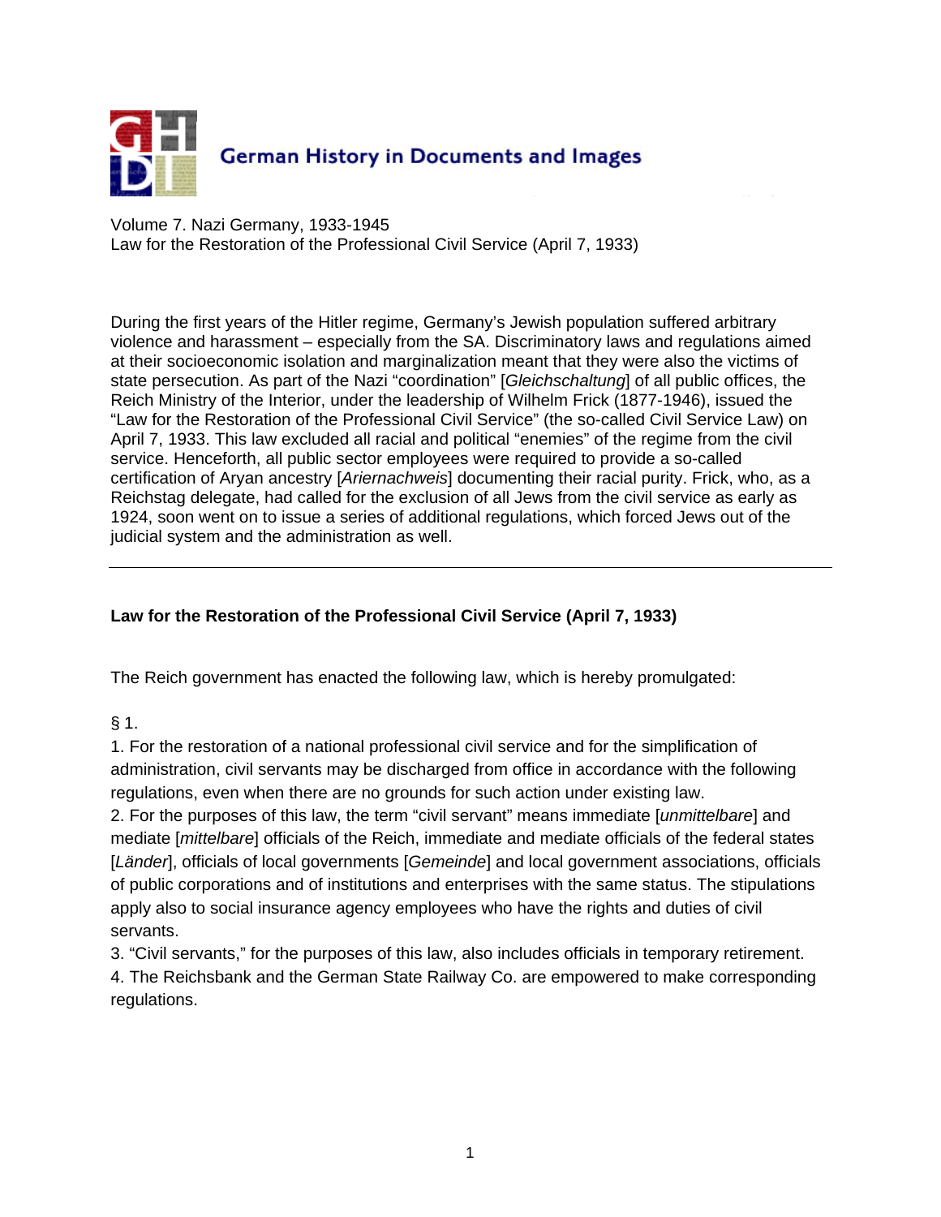# German History in Documents and Images

Volume 7. Nazi Germany, 1933-1945
Law for the Restoration of the Professional Civil Service (April 7, 1933)

During the first years of the Hitler regime, Germany's Jewish population suffered arbitrary violence and harassment – especially from the SA. Discriminatory laws and regulations aimed at their socioeconomic isolation and marginalization meant that they were also the victims of state persecution. As part of the Nazi "coordination" [*Gleichschaltung*] of all public offices, the Reich Ministry of the Interior, under the leadership of Wilhelm Frick (1877-1946), issued the "Law for the Restoration of the Professional Civil Service" (the so-called Civil Service Law) on April 7, 1933. This law excluded all racial and political "enemies" of the regime from the civil service. Henceforth, all public sector employees were required to provide a so-called certification of Aryan ancestry [*Ariernachweis*] documenting their racial purity. Frick, who, as a Reichstag delegate, had called for the exclusion of all Jews from the civil service as early as 1924, soon went on to issue a series of additional regulations, which forced Jews out of the judicial system and the administration as well.

---

**Law for the Restoration of the Professional Civil Service (April 7, 1933)**

The Reich government has enacted the following law, which is hereby promulgated:

§ 1.

1. For the restoration of a national professional civil service and for the simplification of administration, civil servants may be discharged from office in accordance with the following regulations, even when there are no grounds for such action under existing law.
2. For the purposes of this law, the term "civil servant" means immediate [*unmittelbare*] and mediate [*mittelbare*] officials of the Reich, immediate and mediate officials of the federal states [*Länder*], officials of local governments [*Gemeinde*] and local government associations, officials of public corporations and of institutions and enterprises with the same status. The stipulations apply also to social insurance agency employees who have the rights and duties of civil servants.
3. "Civil servants," for the purposes of this law, also includes officials in temporary retirement.
4. The Reichsbank and the German State Railway Co. are empowered to make corresponding regulations.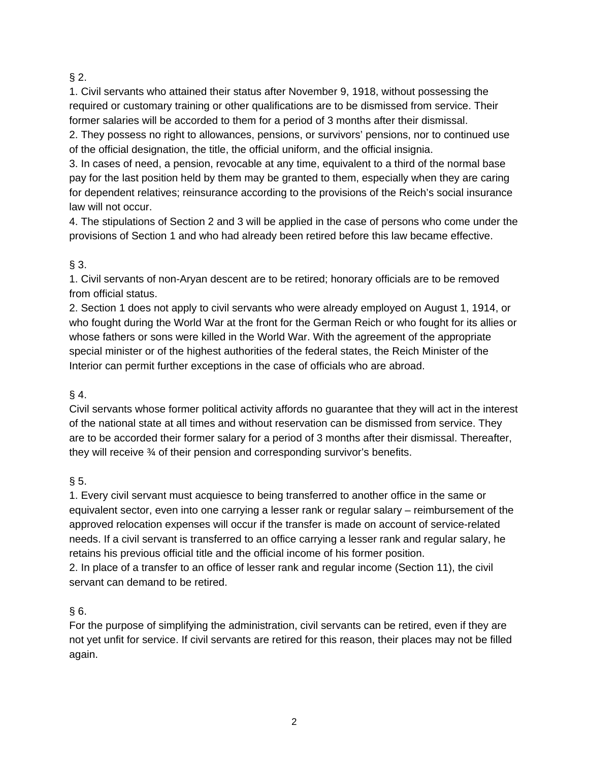§ 2.

1. Civil servants who attained their status after November 9, 1918, without possessing the required or customary training or other qualifications are to be dismissed from service. Their former salaries will be accorded to them for a period of 3 months after their dismissal.
2. They possess no right to allowances, pensions, or survivors' pensions, nor to continued use of the official designation, the title, the official uniform, and the official insignia.
3. In cases of need, a pension, revocable at any time, equivalent to a third of the normal base pay for the last position held by them may be granted to them, especially when they are caring for dependent relatives; reinsurance according to the provisions of the Reich's social insurance law will not occur.
4. The stipulations of Section 2 and 3 will be applied in the case of persons who come under the provisions of Section 1 and who had already been retired before this law became effective.

§ 3.

1. Civil servants of non-Aryan descent are to be retired; honorary officials are to be removed from official status.
2. Section 1 does not apply to civil servants who were already employed on August 1, 1914, or who fought during the World War at the front for the German Reich or who fought for its allies or whose fathers or sons were killed in the World War. With the agreement of the appropriate special minister or of the highest authorities of the federal states, the Reich Minister of the Interior can permit further exceptions in the case of officials who are abroad.

§ 4.

Civil servants whose former political activity affords no guarantee that they will act in the interest of the national state at all times and without reservation can be dismissed from service. They are to be accorded their former salary for a period of 3 months after their dismissal. Thereafter, they will receive ¾ of their pension and corresponding survivor's benefits.

§ 5.

1. Every civil servant must acquiesce to being transferred to another office in the same or equivalent sector, even into one carrying a lesser rank or regular salary – reimbursement of the approved relocation expenses will occur if the transfer is made on account of service-related needs. If a civil servant is transferred to an office carrying a lesser rank and regular salary, he retains his previous official title and the official income of his former position.
2. In place of a transfer to an office of lesser rank and regular income (Section 11), the civil servant can demand to be retired.

§ 6.

For the purpose of simplifying the administration, civil servants can be retired, even if they are not yet unfit for service. If civil servants are retired for this reason, their places may not be filled again.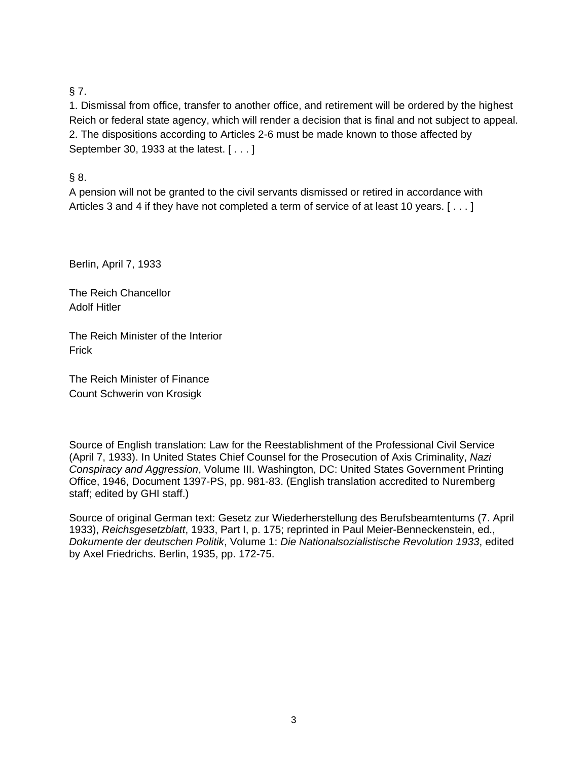§ 7.

1. Dismissal from office, transfer to another office, and retirement will be ordered by the highest Reich or federal state agency, which will render a decision that is final and not subject to appeal.
2. The dispositions according to Articles 2-6 must be made known to those affected by September 30, 1933 at the latest. [ . . . ]

§ 8.

A pension will not be granted to the civil servants dismissed or retired in accordance with Articles 3 and 4 if they have not completed a term of service of at least 10 years. [ . . . ]

Berlin, April 7, 1933

The Reich Chancellor
Adolf Hitler

The Reich Minister of the Interior
Frick

The Reich Minister of Finance
Count Schwerin von Krosigk

Source of English translation: Law for the Reestablishment of the Professional Civil Service (April 7, 1933). In United States Chief Counsel for the Prosecution of Axis Criminality, *Nazi Conspiracy and Aggression*, Volume III. Washington, DC: United States Government Printing Office, 1946, Document 1397-PS, pp. 981-83. (English translation accredited to Nuremberg staff; edited by GHI staff.)

Source of original German text: Gesetz zur Wiederherstellung des Berufsbeamtentums (7. April 1933), *Reichsgesetzblatt*, 1933, Part I, p. 175; reprinted in Paul Meier-Benneckenstein, ed., *Dokumente der deutschen Politik*, Volume 1: *Die Nationalsozialistische Revolution 1933*, edited by Axel Friedrichs. Berlin, 1935, pp. 172-75.